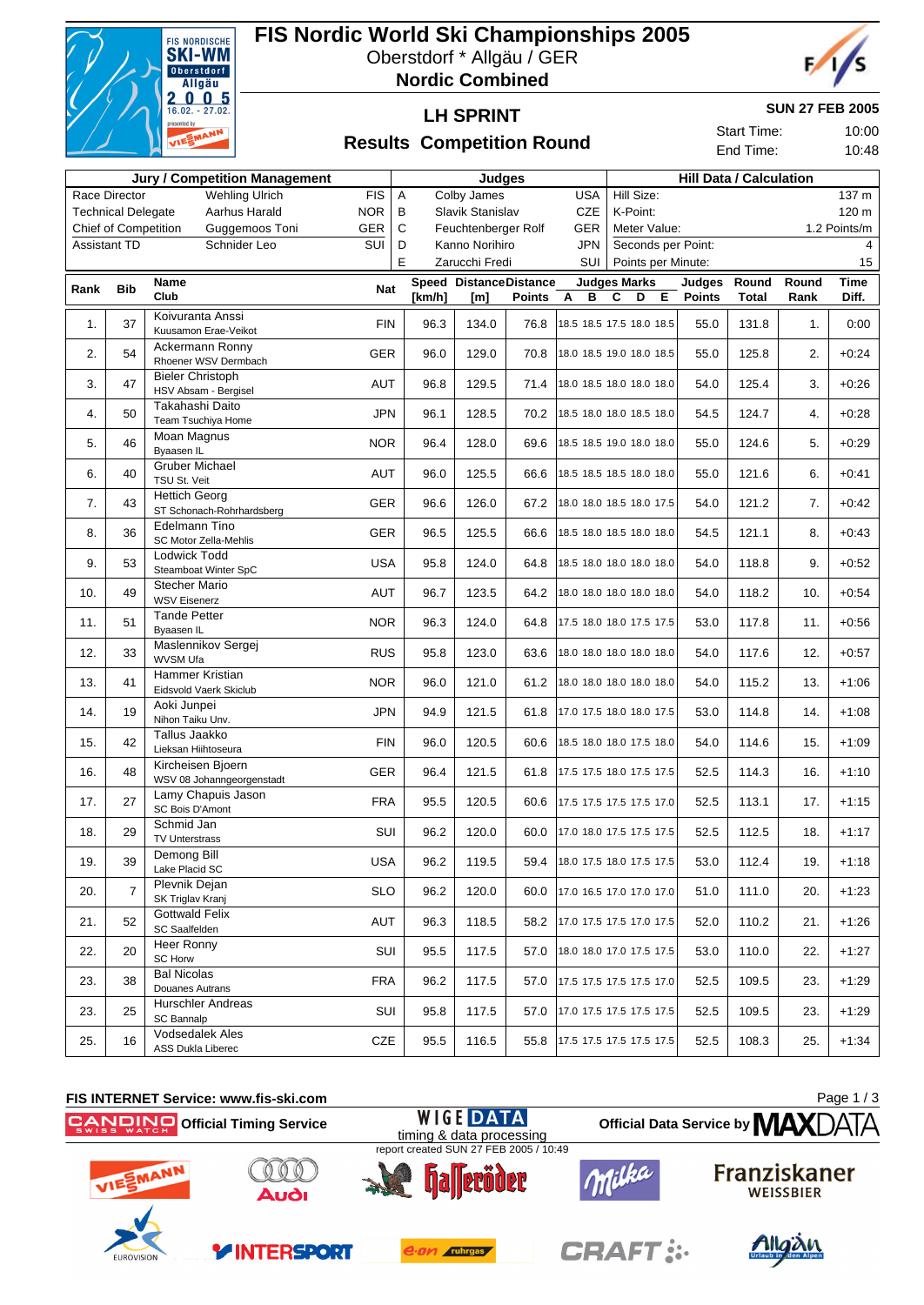# FIS Nordic World Ski Championships 2005

Oberstdorf * Allgäu / GER

**Nordic Combined**

## LH SPRINT

## Results Competition Round

**SUN 27 FEB 2005**

Start Time: 10:00

End Time: 10:48

| Jury / Competition Management | | | | Judges | | | Hill Data / Calculation | |
|---|---|---|---|---|---|---|---|---|
| Race Director | Wehling Ulrich | FIS | A | Colby James | USA | | Hill Size: | 137 m |
| Technical Delegate | Aarhus Harald | NOR | B | Slavik Stanislav | CZE | | K-Point: | 120 m |
| Chief of Competition | Guggemoos Toni | GER | C | Feuchtenberger Rolf | GER | | Meter Value: | 1.2 Points/m |
| Assistant TD | Schnider Leo | SUI | D | Kanno Norihiro | JPN | | Seconds per Point: | 4 |
| | | | E | Zarucchi Fredi | SUI | | Points per Minute: | 15 |

| Rank | Bib | Name / Club | Nat | Speed [km/h] | Distance [m] | Distance Points | A | B | C | D | E | Judges Points | Round Total | Round Rank | Time Diff. |
|---|---|---|---|---|---|---|---|---|---|---|---|---|---|---|---|
| 1. | 37 | Koivuranta Anssi / Kuusamon Erae-Veikot | FIN | 96.3 | 134.0 | 76.8 | 18.5 | 18.5 | 17.5 | 18.0 | 18.5 | 55.0 | 131.8 | 1. | 0:00 |
| 2. | 54 | Ackermann Ronny / Rhoener WSV Dermbach | GER | 96.0 | 129.0 | 70.8 | 18.0 | 18.5 | 19.0 | 18.0 | 18.5 | 55.0 | 125.8 | 2. | +0:24 |
| 3. | 47 | Bieler Christoph / HSV Absam - Bergisel | AUT | 96.8 | 129.5 | 71.4 | 18.0 | 18.5 | 18.0 | 18.0 | 18.0 | 54.0 | 125.4 | 3. | +0:26 |
| 4. | 50 | Takahashi Daito / Team Tsuchiya Home | JPN | 96.1 | 128.5 | 70.2 | 18.5 | 18.0 | 18.0 | 18.5 | 18.0 | 54.5 | 124.7 | 4. | +0:28 |
| 5. | 46 | Moan Magnus / Byaasen IL | NOR | 96.4 | 128.0 | 69.6 | 18.5 | 18.5 | 19.0 | 18.0 | 18.0 | 55.0 | 124.6 | 5. | +0:29 |
| 6. | 40 | Gruber Michael / TSU St. Veit | AUT | 96.0 | 125.5 | 66.6 | 18.5 | 18.5 | 18.5 | 18.0 | 18.0 | 55.0 | 121.6 | 6. | +0:41 |
| 7. | 43 | Hettich Georg / ST Schonach-Rohrhardsberg | GER | 96.6 | 126.0 | 67.2 | 18.0 | 18.0 | 18.5 | 18.0 | 17.5 | 54.0 | 121.2 | 7. | +0:42 |
| 8. | 36 | Edelmann Tino / SC Motor Zella-Mehlis | GER | 96.5 | 125.5 | 66.6 | 18.5 | 18.0 | 18.5 | 18.0 | 18.0 | 54.5 | 121.1 | 8. | +0:43 |
| 9. | 53 | Lodwick Todd / Steamboat Winter SpC | USA | 95.8 | 124.0 | 64.8 | 18.5 | 18.0 | 18.0 | 18.0 | 18.0 | 54.0 | 118.8 | 9. | +0:52 |
| 10. | 49 | Stecher Mario / WSV Eisenerz | AUT | 96.7 | 123.5 | 64.2 | 18.0 | 18.0 | 18.0 | 18.0 | 18.0 | 54.0 | 118.2 | 10. | +0:54 |
| 11. | 51 | Tande Petter / Byaasen IL | NOR | 96.3 | 124.0 | 64.8 | 17.5 | 18.0 | 18.0 | 17.5 | 17.5 | 53.0 | 117.8 | 11. | +0:56 |
| 12. | 33 | Maslennikov Sergej / WVSM Ufa | RUS | 95.8 | 123.0 | 63.6 | 18.0 | 18.0 | 18.0 | 18.0 | 18.0 | 54.0 | 117.6 | 12. | +0:57 |
| 13. | 41 | Hammer Kristian / Eidsvold Vaerk Skiclub | NOR | 96.0 | 121.0 | 61.2 | 18.0 | 18.0 | 18.0 | 18.0 | 18.0 | 54.0 | 115.2 | 13. | +1:06 |
| 14. | 19 | Aoki Junpei / Nihon Taiku Unv. | JPN | 94.9 | 121.5 | 61.8 | 17.0 | 17.5 | 18.0 | 18.0 | 17.5 | 53.0 | 114.8 | 14. | +1:08 |
| 15. | 42 | Tallus Jaakko / Lieksan Hiihtoseura | FIN | 96.0 | 120.5 | 60.6 | 18.5 | 18.0 | 18.0 | 17.5 | 18.0 | 54.0 | 114.6 | 15. | +1:09 |
| 16. | 48 | Kircheisen Bjoern / WSV 08 Johanngeorgenstadt | GER | 96.4 | 121.5 | 61.8 | 17.5 | 17.5 | 18.0 | 17.5 | 17.5 | 52.5 | 114.3 | 16. | +1:10 |
| 17. | 27 | Lamy Chapuis Jason / SC Bois D'Amont | FRA | 95.5 | 120.5 | 60.6 | 17.5 | 17.5 | 17.5 | 17.5 | 17.0 | 52.5 | 113.1 | 17. | +1:15 |
| 18. | 29 | Schmid Jan / TV Unterstrass | SUI | 96.2 | 120.0 | 60.0 | 17.0 | 18.0 | 17.5 | 17.5 | 17.5 | 52.5 | 112.5 | 18. | +1:17 |
| 19. | 39 | Demong Bill / Lake Placid SC | USA | 96.2 | 119.5 | 59.4 | 18.0 | 17.5 | 18.0 | 17.5 | 17.5 | 53.0 | 112.4 | 19. | +1:18 |
| 20. | 7 | Plevnik Dejan / SK Triglav Kranj | SLO | 96.2 | 120.0 | 60.0 | 17.0 | 16.5 | 17.0 | 17.0 | 17.0 | 51.0 | 111.0 | 20. | +1:23 |
| 21. | 52 | Gottwald Felix / SC Saalfelden | AUT | 96.3 | 118.5 | 58.2 | 17.0 | 17.5 | 17.5 | 17.0 | 17.5 | 52.0 | 110.2 | 21. | +1:26 |
| 22. | 20 | Heer Ronny / SC Horw | SUI | 95.5 | 117.5 | 57.0 | 18.0 | 18.0 | 17.0 | 17.5 | 17.5 | 53.0 | 110.0 | 22. | +1:27 |
| 23. | 38 | Bal Nicolas / Douanes Autrans | FRA | 96.2 | 117.5 | 57.0 | 17.5 | 17.5 | 17.5 | 17.5 | 17.0 | 52.5 | 109.5 | 23. | +1:29 |
| 23. | 25 | Hurschler Andreas / SC Bannalp | SUI | 95.8 | 117.5 | 57.0 | 17.0 | 17.5 | 17.5 | 17.5 | 17.5 | 52.5 | 109.5 | 23. | +1:29 |
| 25. | 16 | Vodsedalek Ales / ASS Dukla Liberec | CZE | 95.5 | 116.5 | 55.8 | 17.5 | 17.5 | 17.5 | 17.5 | 17.5 | 52.5 | 108.3 | 25. | +1:34 |

FIS INTERNET Service: www.fis-ski.com

Official Timing Service — Official Data Service by MAXDATA

WIGE DATA timing & data processing

report created SUN 27 FEB 2005 / 10:49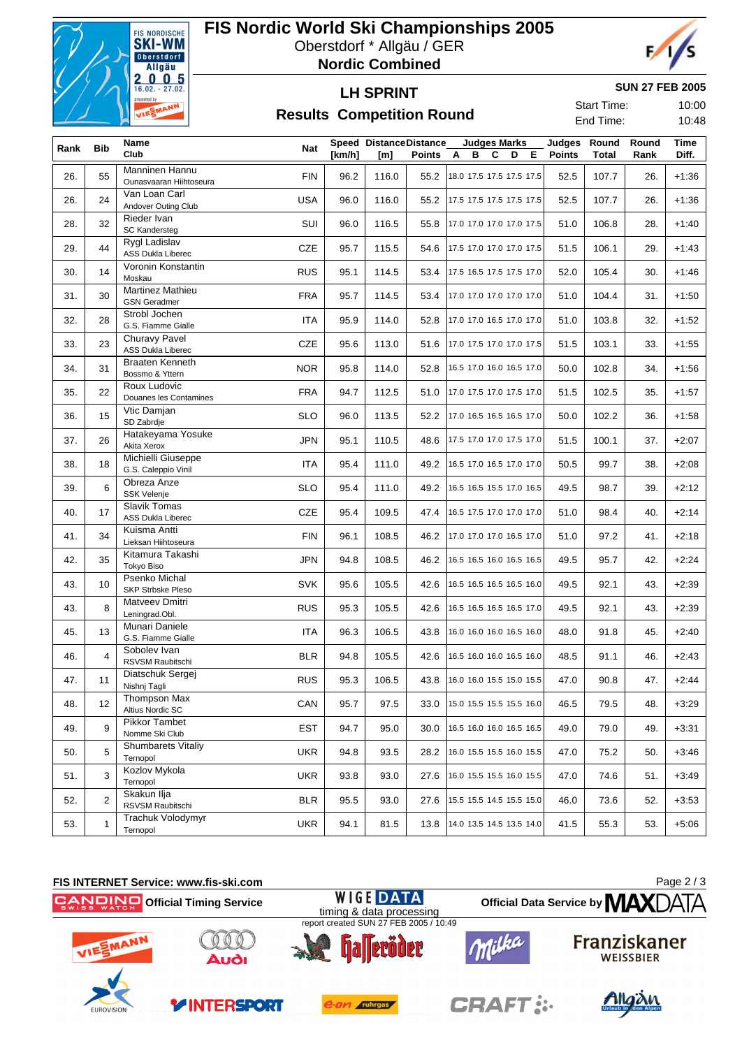# FIS Nordic World Ski Championships 2005

Oberstdorf * Allgäu / GER

**Nordic Combined**

## LH SPRINT

**SUN 27 FEB 2005**

## Results Competition Round

Start Time: 10:00

End Time: 10:48

| Rank | Bib | Name / Club | Nat | Speed [km/h] | Distance [m] | Distance Points | Judges Marks A | B | C | D | E | Judges Points | Round Total | Round Rank | Time Diff. |
|---|---|---|---|---|---|---|---|---|---|---|---|---|---|---|---|
| 26. | 55 | Manninen Hannu / Ounasvaaran Hiihtoseura | FIN | 96.2 | 116.0 | 55.2 | 18.0 | 17.5 | 17.5 | 17.5 | 17.5 | 52.5 | 107.7 | 26. | +1:36 |
| 26. | 24 | Van Loan Carl / Andover Outing Club | USA | 96.0 | 116.0 | 55.2 | 17.5 | 17.5 | 17.5 | 17.5 | 17.5 | 52.5 | 107.7 | 26. | +1:36 |
| 28. | 32 | Rieder Ivan / SC Kandersteg | SUI | 96.0 | 116.5 | 55.8 | 17.0 | 17.0 | 17.0 | 17.0 | 17.5 | 51.0 | 106.8 | 28. | +1:40 |
| 29. | 44 | Rygl Ladislav / ASS Dukla Liberec | CZE | 95.7 | 115.5 | 54.6 | 17.5 | 17.0 | 17.0 | 17.0 | 17.5 | 51.5 | 106.1 | 29. | +1:43 |
| 30. | 14 | Voronin Konstantin / Moskau | RUS | 95.1 | 114.5 | 53.4 | 17.5 | 16.5 | 17.5 | 17.5 | 17.0 | 52.0 | 105.4 | 30. | +1:46 |
| 31. | 30 | Martinez Mathieu / GSN Geradmer | FRA | 95.7 | 114.5 | 53.4 | 17.0 | 17.0 | 17.0 | 17.0 | 17.0 | 51.0 | 104.4 | 31. | +1:50 |
| 32. | 28 | Strobl Jochen / G.S. Fiamme Gialle | ITA | 95.9 | 114.0 | 52.8 | 17.0 | 17.0 | 16.5 | 17.0 | 17.0 | 51.0 | 103.8 | 32. | +1:52 |
| 33. | 23 | Churavy Pavel / ASS Dukla Liberec | CZE | 95.6 | 113.0 | 51.6 | 17.0 | 17.5 | 17.0 | 17.0 | 17.5 | 51.5 | 103.1 | 33. | +1:55 |
| 34. | 31 | Braaten Kenneth / Bossmo & Yttern | NOR | 95.8 | 114.0 | 52.8 | 16.5 | 17.0 | 16.0 | 16.5 | 17.0 | 50.0 | 102.8 | 34. | +1:56 |
| 35. | 22 | Roux Ludovic / Douanes les Contamines | FRA | 94.7 | 112.5 | 51.0 | 17.0 | 17.5 | 17.0 | 17.5 | 17.0 | 51.5 | 102.5 | 35. | +1:57 |
| 36. | 15 | Vtic Damjan / SD Zabrdje | SLO | 96.0 | 113.5 | 52.2 | 17.0 | 16.5 | 16.5 | 16.5 | 17.0 | 50.0 | 102.2 | 36. | +1:58 |
| 37. | 26 | Hatakeyama Yosuke / Akita Xerox | JPN | 95.1 | 110.5 | 48.6 | 17.5 | 17.0 | 17.0 | 17.5 | 17.0 | 51.5 | 100.1 | 37. | +2:07 |
| 38. | 18 | Michielli Giuseppe / G.S. Caleppio Vinil | ITA | 95.4 | 111.0 | 49.2 | 16.5 | 17.0 | 16.5 | 17.0 | 17.0 | 50.5 | 99.7 | 38. | +2:08 |
| 39. | 6 | Obreza Anze / SSK Velenje | SLO | 95.4 | 111.0 | 49.2 | 16.5 | 16.5 | 15.5 | 17.0 | 16.5 | 49.5 | 98.7 | 39. | +2:12 |
| 40. | 17 | Slavik Tomas / ASS Dukla Liberec | CZE | 95.4 | 109.5 | 47.4 | 16.5 | 17.5 | 17.0 | 17.0 | 17.0 | 51.0 | 98.4 | 40. | +2:14 |
| 41. | 34 | Kuisma Antti / Lieksan Hiihtoseura | FIN | 96.1 | 108.5 | 46.2 | 17.0 | 17.0 | 17.0 | 16.5 | 17.0 | 51.0 | 97.2 | 41. | +2:18 |
| 42. | 35 | Kitamura Takashi / Tokyo Biso | JPN | 94.8 | 108.5 | 46.2 | 16.5 | 16.5 | 16.0 | 16.5 | 16.5 | 49.5 | 95.7 | 42. | +2:24 |
| 43. | 10 | Psenko Michal / SKP Strbske Pleso | SVK | 95.6 | 105.5 | 42.6 | 16.5 | 16.5 | 16.5 | 16.5 | 16.0 | 49.5 | 92.1 | 43. | +2:39 |
| 43. | 8 | Matveev Dmitri / Leningrad.Obl. | RUS | 95.3 | 105.5 | 42.6 | 16.5 | 16.5 | 16.5 | 16.5 | 17.0 | 49.5 | 92.1 | 43. | +2:39 |
| 45. | 13 | Munari Daniele / G.S. Fiamme Gialle | ITA | 96.3 | 106.5 | 43.8 | 16.0 | 16.0 | 16.0 | 16.5 | 16.0 | 48.0 | 91.8 | 45. | +2:40 |
| 46. | 4 | Sobolev Ivan / RSVSM Raubitschi | BLR | 94.8 | 105.5 | 42.6 | 16.5 | 16.0 | 16.0 | 16.5 | 16.0 | 48.5 | 91.1 | 46. | +2:43 |
| 47. | 11 | Diatschuk Sergej / Nishnj Tagli | RUS | 95.3 | 106.5 | 43.8 | 16.0 | 16.0 | 15.5 | 15.0 | 15.5 | 47.0 | 90.8 | 47. | +2:44 |
| 48. | 12 | Thompson Max / Altius Nordic SC | CAN | 95.7 | 97.5 | 33.0 | 15.0 | 15.5 | 15.5 | 15.5 | 16.0 | 46.5 | 79.5 | 48. | +3:29 |
| 49. | 9 | Pikkor Tambet / Nomme Ski Club | EST | 94.7 | 95.0 | 30.0 | 16.5 | 16.0 | 16.0 | 16.5 | 16.5 | 49.0 | 79.0 | 49. | +3:31 |
| 50. | 5 | Shumbarets Vitaliy / Ternopol | UKR | 94.8 | 93.5 | 28.2 | 16.0 | 15.5 | 15.5 | 16.0 | 15.5 | 47.0 | 75.2 | 50. | +3:46 |
| 51. | 3 | Kozlov Mykola / Ternopol | UKR | 93.8 | 93.0 | 27.6 | 16.0 | 15.5 | 15.5 | 16.0 | 15.5 | 47.0 | 74.6 | 51. | +3:49 |
| 52. | 2 | Skakun Ilja / RSVSM Raubitschi | BLR | 95.5 | 93.0 | 27.6 | 15.5 | 15.5 | 14.5 | 15.5 | 15.0 | 46.0 | 73.6 | 52. | +3:53 |
| 53. | 1 | Trachuk Volodymyr / Ternopol | UKR | 94.1 | 81.5 | 13.8 | 14.0 | 13.5 | 14.5 | 13.5 | 14.0 | 41.5 | 55.3 | 53. | +5:06 |

FIS INTERNET Service: www.fis-ski.com

CANDINO Official Timing Service — WIGE DATA timing & data processing — Official Data Service by MAXDATA

report created SUN 27 FEB 2005 / 10:49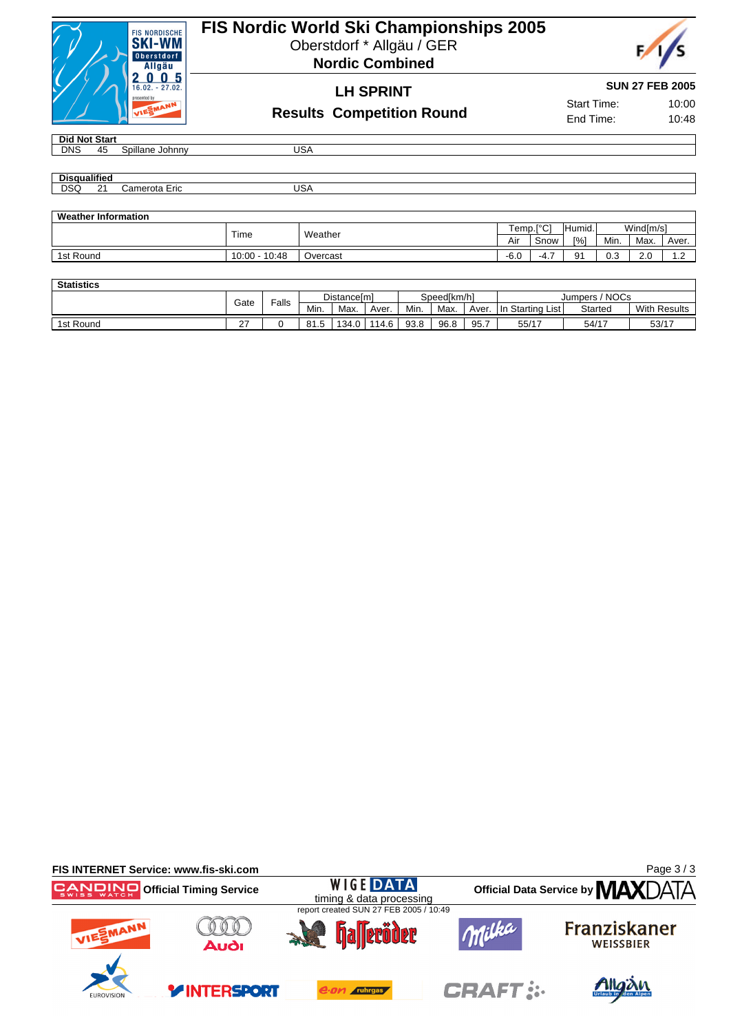# FIS Nordic World Ski Championships 2005

Oberstdorf * Allgäu / GER

**Nordic Combined**

## LH SPRINT

## Results Competition Round

**SUN 27 FEB 2005**

Start Time: 10:00

End Time: 10:48

**Did Not Start**

| | | | |
|---|---|---|---|
| DNS | 45 | Spillane Johnny | USA |

**Disqualified**

| | | | |
|---|---|---|---|
| DSQ | 21 | Camerota Eric | USA |

| Weather Information | Time | Weather | Temp.[°C] | | Humid. | Wind[m/s] | | |
|---|---|---|---|---|---|---|---|---|
| | | | Air | Snow | [%] | Min. | Max. | Aver. |
| 1st Round | 10:00 - 10:48 | Overcast | -6.0 | -4.7 | 91 | 0.3 | 2.0 | 1.2 |

| Statistics | Gate | Falls | Distance[m] | | | Speed[km/h] | | | Jumpers / NOCs | | |
|---|---|---|---|---|---|---|---|---|---|---|---|
| | | | Min. | Max. | Aver. | Min. | Max. | Aver. | In Starting List | Started | With Results |
| 1st Round | 27 | 0 | 81.5 | 134.0 | 114.6 | 93.8 | 96.8 | 95.7 | 55/17 | 54/17 | 53/17 |

FIS INTERNET Service: www.fis-ski.com

CANDINO SWISS WATCH Official Timing Service

WIGE DATA timing & data processing

report created SUN 27 FEB 2005 / 10:49

Official Data Service by MAXDATA